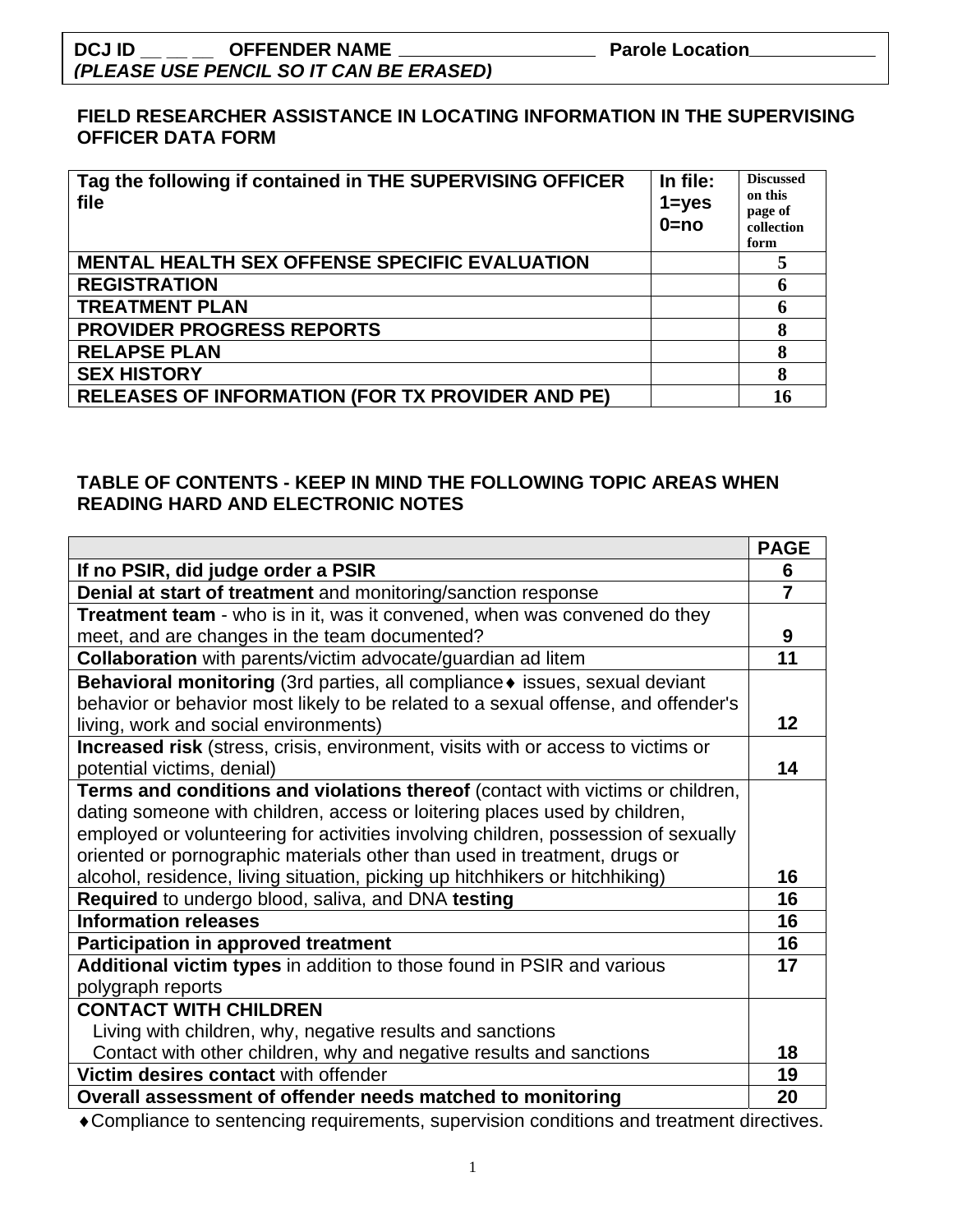**DCJ ID __ __ __ OFFENDER NAME ____________________ Parole Location____________**
***(PLEASE USE PENCIL SO IT CAN BE ERASED)***

**FIELD RESEARCHER ASSISTANCE IN LOCATING INFORMATION IN THE SUPERVISING OFFICER DATA FORM**

| Tag the following if contained in THE SUPERVISING OFFICER file | In file: 1=yes 0=no | Discussed on this page of collection form |
|---|---|---|
| **MENTAL HEALTH SEX OFFENSE SPECIFIC EVALUATION** | | **5** |
| **REGISTRATION** | | **6** |
| **TREATMENT PLAN** | | **6** |
| **PROVIDER PROGRESS REPORTS** | | **8** |
| **RELAPSE PLAN** | | **8** |
| **SEX HISTORY** | | **8** |
| **RELEASES OF INFORMATION (FOR TX PROVIDER AND PE)** | | **16** |

**TABLE OF CONTENTS - KEEP IN MIND THE FOLLOWING TOPIC AREAS WHEN READING HARD AND ELECTRONIC NOTES**

| | PAGE |
|---|---|
| **If no PSIR, did judge order a PSIR** | **6** |
| **Denial at start of treatment** and monitoring/sanction response | **7** |
| **Treatment team** - who is in it, was it convened, when was convened do they meet, and are changes in the team documented? | **9** |
| **Collaboration** with parents/victim advocate/guardian ad litem | **11** |
| **Behavioral monitoring** (3rd parties, all compliance♦ issues, sexual deviant behavior or behavior most likely to be related to a sexual offense, and offender's living, work and social environments) | **12** |
| **Increased risk** (stress, crisis, environment, visits with or access to victims or potential victims, denial) | **14** |
| **Terms and conditions and violations thereof** (contact with victims or children, dating someone with children, access or loitering places used by children, employed or volunteering for activities involving children, possession of sexually oriented or pornographic materials other than used in treatment, drugs or alcohol, residence, living situation, picking up hitchhikers or hitchhiking) | **16** |
| **Required** to undergo blood, saliva, and DNA **testing** | **16** |
| **Information releases** | **16** |
| **Participation in approved treatment** | **16** |
| **Additional victim types** in addition to those found in PSIR and various polygraph reports | **17** |
| **CONTACT WITH CHILDREN**<br>Living with children, why, negative results and sanctions<br>Contact with other children, why and negative results and sanctions | **18** |
| **Victim desires contact** with offender | **19** |
| **Overall assessment of offender needs matched to monitoring** | **20** |

♦Compliance to sentencing requirements, supervision conditions and treatment directives.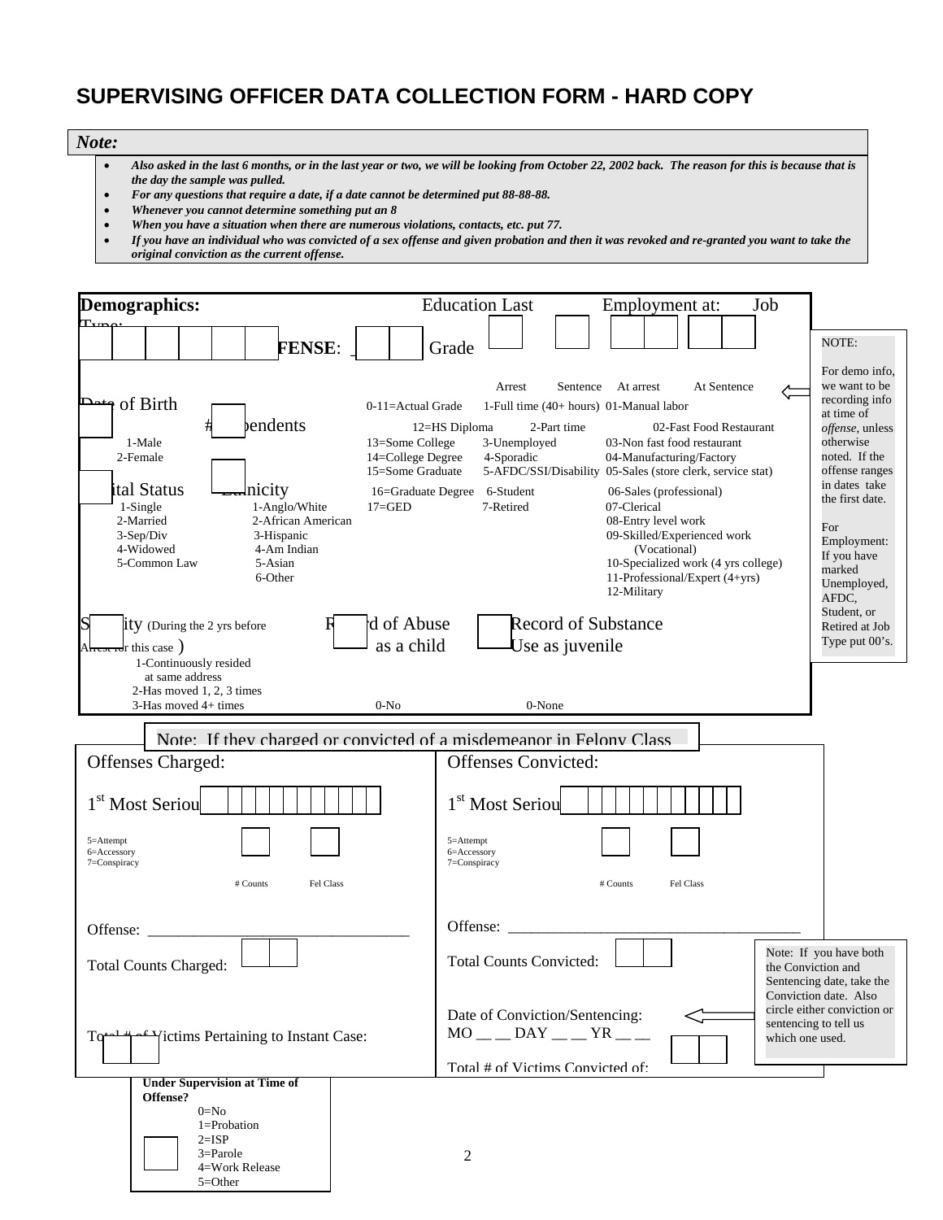# SUPERVISING OFFICER DATA COLLECTION FORM - HARD COPY

***Note:***

- ***Also asked in the last 6 months, or in the last year or two, we will be looking from October 22, 2002 back. The reason for this is because that is the day the sample was pulled.***
- ***For any questions that require a date, if a date cannot be determined put 88-88-88.***
- ***Whenever you cannot determine something put an 8***
- ***When you have a situation when there are numerous violations, contacts, etc. put 77.***
- ***If you have an individual who was convicted of a sex offense and given probation and then it was revoked and re-granted you want to take the original conviction as the current offense.***

**Demographics:**

Date of Birth

OFFENSE: ___

Sex
1-Male
2-Female

# Dependents

Marital Status
1-Single
2-Married
3-Sep/Div
4-Widowed
5-Common Law

Ethnicity
1-Anglo/White
2-African American
3-Hispanic
4-Am Indian
5-Asian
6-Other

Education Last Grade
0-11=Actual Grade
12=HS Diploma
13=Some College
14=College Degree
15=Some Graduate
16=Graduate Degree
17=GED

Employment at: Arrest / Sentence
1-Full time (40+ hours)
2-Part time
3-Unemployed
4-Sporadic
5-AFDC/SSI/Disability
6-Student
7-Retired

Job Type: At arrest / At Sentence
01-Manual labor
02-Fast Food Restaurant
03-Non fast food restaurant
04-Manufacturing/Factory
05-Sales (store clerk, service stat)
06-Sales (professional)
07-Clerical
08-Entry level work
09-Skilled/Experienced work (Vocational)
10-Specialized work (4 yrs college)
11-Professional/Expert (4+yrs)
12-Military

NOTE:

For demo info, we want to be recording info at time of *offense*, unless otherwise noted. If the offense ranges in dates take the first date.

For Employment: If you have marked Unemployed, AFDC, Student, or Retired at Job Type put 00's.

Stability (During the 2 yrs before Arrest for this case)
1-Continuously resided at same address
2-Has moved 1, 2, 3 times
3-Has moved 4+ times

Record of Abuse as a child
0-No

Record of Substance Use as juvenile
0-None

Note: If they charged or convicted of a misdemeanor in Felony Class

| Offenses Charged: | Offenses Convicted: |
|---|---|
| 1[st] Most Serious | 1[st] Most Serious |
| 5=Attempt<br>6=Accessory<br>7=Conspiracy | 5=Attempt<br>6=Accessory<br>7=Conspiracy |
| # Counts &nbsp;&nbsp; Fel Class | # Counts &nbsp;&nbsp; Fel Class |
| Offense: ______________________________ | Offense: ____________________________________ |
| Total Counts Charged: | Total Counts Convicted: |
| | Date of Conviction/Sentencing:<br>MO __ __ DAY __ __ YR __ __ |
| Total # of Victims Pertaining to Instant Case: | Total # of Victims Convicted of: |

Note: If you have both the Conviction and Sentencing date, take the Conviction date. Also circle either conviction or sentencing to tell us which one used.

**Under Supervision at Time of Offense?**
0=No
1=Probation
2=ISP
3=Parole
4=Work Release
5=Other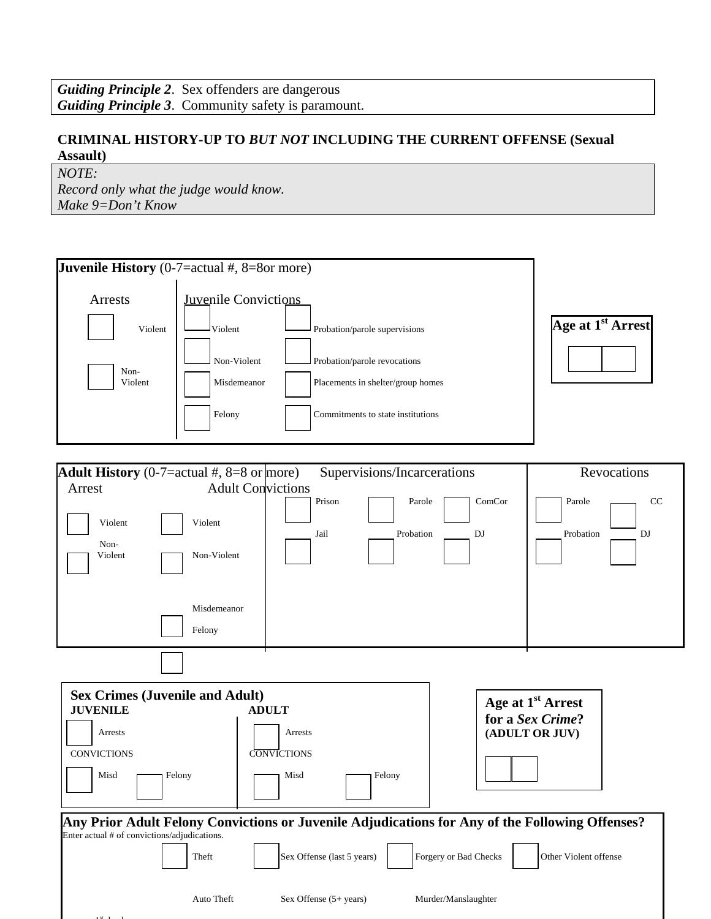*Guiding Principle 2*. Sex offenders are dangerous
*Guiding Principle 3*. Community safety is paramount.

**CRIMINAL HISTORY-UP TO *BUT NOT* INCLUDING THE CURRENT OFFENSE (Sexual Assault)**

*NOTE:*
*Record only what the judge would know.*
*Make 9=Don't Know*

**Juvenile History** (0-7=actual #, 8=8or more)

| Arrests | Juvenile Convictions | |
|---|---|---|
| Violent | Violent | Probation/parole supervisions |
| Non-Violent | Non-Violent | Probation/parole revocations |
| | Misdemeanor | Placements in shelter/group homes |
| | Felony | Commitments to state institutions |

**Age at 1st Arrest**

**Adult History** (0-7=actual #, 8=8 or more)

| Arrest | Adult Convictions | Supervisions/Incarcerations | | | Revocations | |
|---|---|---|---|---|---|---|
| Violent | Violent | Prison | Parole | ComCor | Parole | CC |
| Non-Violent | Non-Violent | Jail | Probation | DJ | Probation | DJ |
| | Misdemeanor | | | | | |
| | Felony | | | | | |

**Sex Crimes (Juvenile and Adult)**

| JUVENILE | | ADULT | |
|---|---|---|---|
| Arrests | | Arrests | |
| CONVICTIONS | | CONVICTIONS | |
| Misd | Felony | Misd | Felony |

**Age at 1st Arrest for a *Sex Crime*? (ADULT OR JUV)**

**Any Prior Adult Felony Convictions or Juvenile Adjudications for Any of the Following Offenses?**
Enter actual # of convictions/adjudications.

| | | | |
|---|---|---|---|
| Theft | Sex Offense (last 5 years) | Forgery or Bad Checks | Other Violent offense |
| Auto Theft | Sex Offense (5+ years) | Murder/Manslaughter | |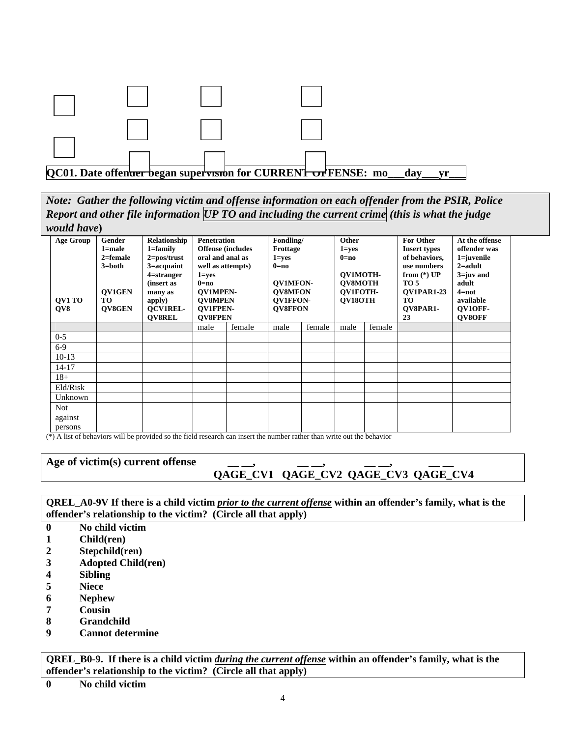**QC01. Date offender began supervision for CURRENT OFFENSE: mo___day___yr___**

***Note: Gather the following victim and offense information on each offender from the PSIR, Police Report and other file information UP TO and including the current crime (this is what the judge would have)***

| Age Group QV1 TO QV8 | Gender 1=male 2=female 3=both QV1GEN TO QV8GEN | Relationship 1=family 2=pos/trust 3=acquaint 4=stranger (insert as many as apply) QCV1REL-QV8REL | Penetration Offense (includes oral and anal as well as attempts) 1=yes 0=no QV1MPEN-QV8MPEN QV1FPEN-QV8FPEN | | Fondling/ Frottage 1=yes 0=no QV1MFON-QV8MFON QV1FFON-QV8FFON | | Other 1=yes 0=no QV1MOTH-QV8MOTH QV1FOTH-QV18OTH | | For Other Insert types of behaviors, use numbers from (*) UP TO 5 QV1PAR1-23 TO QV8PAR1-23 | At the offense offender was 1=juvenile 2=adult 3=juv and adult 4=not available QV1OFF-QV8OFF |
|---|---|---|---|---|---|---|---|---|---|---|
| | | | male | female | male | female | male | female | | |
| 0-5 | | | | | | | | | | |
| 6-9 | | | | | | | | | | |
| 10-13 | | | | | | | | | | |
| 14-17 | | | | | | | | | | |
| 18+ | | | | | | | | | | |
| Eld/Risk | | | | | | | | | | |
| Unknown | | | | | | | | | | |
| Not against persons | | | | | | | | | | |

(*) A list of behaviors will be provided so the field research can insert the number rather than write out the behavior

**Age of victim(s) current offense** __ __, __ __, __ __, __ __
**QAGE_CV1 QAGE_CV2 QAGE_CV3 QAGE_CV4**

**QREL_A0-9V If there is a child victim *prior to the current offense* within an offender's family, what is the offender's relationship to the victim? (Circle all that apply)**

**0** No child victim
**1** Child(ren)
**2** Stepchild(ren)
**3** Adopted Child(ren)
**4** Sibling
**5** Niece
**6** Nephew
**7** Cousin
**8** Grandchild
**9** Cannot determine

**QREL_B0-9. If there is a child victim *during the current offense* within an offender's family, what is the offender's relationship to the victim? (Circle all that apply)**

**0** No child victim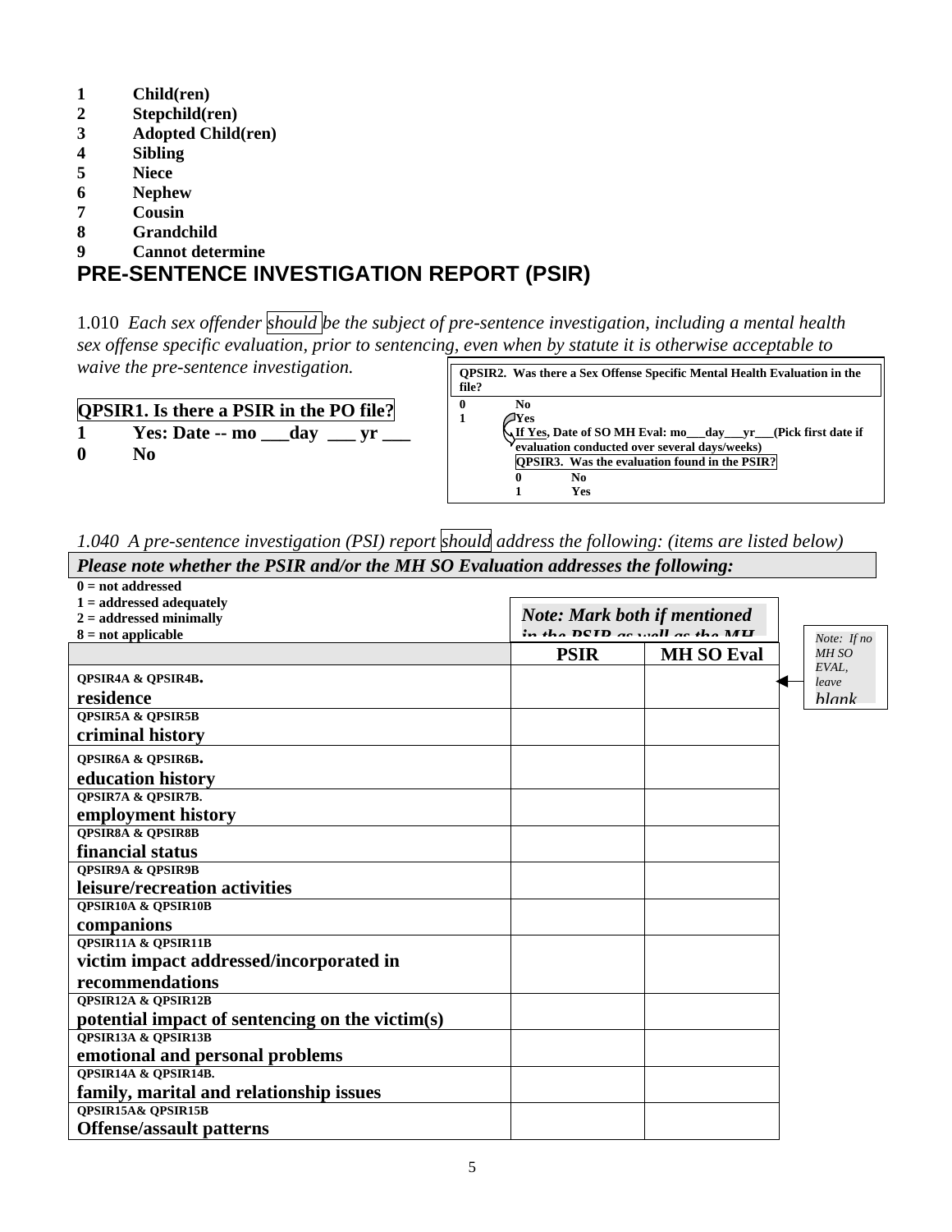1 **Child(ren)**
2 **Stepchild(ren)**
3 **Adopted Child(ren)**
4 **Sibling**
5 **Niece**
6 **Nephew**
7 **Cousin**
8 **Grandchild**
9 **Cannot determine**

## PRE-SENTENCE INVESTIGATION REPORT (PSIR)

1.010 *Each sex offender should be the subject of pre-sentence investigation, including a mental health sex offense specific evaluation, prior to sentencing, even when by statute it is otherwise acceptable to waive the pre-sentence investigation.*

**QPSIR1. Is there a PSIR in the PO file?**
1 **Yes: Date -- mo \_\_\_day \_\_\_ yr \_\_\_**
0 **No**

**QPSIR2. Was there a Sex Offense Specific Mental Health Evaluation in the file?**
0 **No**
1 **Yes**
**If Yes, Date of SO MH Eval: mo\_\_\_day\_\_\_yr\_\_\_(Pick first date if evaluation conducted over several days/weeks)**
**QPSIR3. Was the evaluation found in the PSIR?**
0 **No**
1 **Yes**

1.040 *A pre-sentence investigation (PSI) report should address the following: (items are listed below)*

***Please note whether the PSIR and/or the MH SO Evaluation addresses the following:***

**0 = not addressed**
**1 = addressed adequately**
**2 = addressed minimally**
**8 = not applicable**

***Note: Mark both if mentioned in the PSIR as well as the MH***

*Note: If no MH SO EVAL, leave blank*

| | PSIR | MH SO Eval |
|---|---|---|
| QPSIR4A & QPSIR4B. **residence** | | |
| QPSIR5A & QPSIR5B **criminal history** | | |
| QPSIR6A & QPSIR6B. **education history** | | |
| QPSIR7A & QPSIR7B. **employment history** | | |
| QPSIR8A & QPSIR8B **financial status** | | |
| QPSIR9A & QPSIR9B **leisure/recreation activities** | | |
| QPSIR10A & QPSIR10B **companions** | | |
| QPSIR11A & QPSIR11B **victim impact addressed/incorporated in recommendations** | | |
| QPSIR12A & QPSIR12B **potential impact of sentencing on the victim(s)** | | |
| QPSIR13A & QPSIR13B **emotional and personal problems** | | |
| QPSIR14A & QPSIR14B. **family, marital and relationship issues** | | |
| QPSIR15A& QPSIR15B **Offense/assault patterns** | | |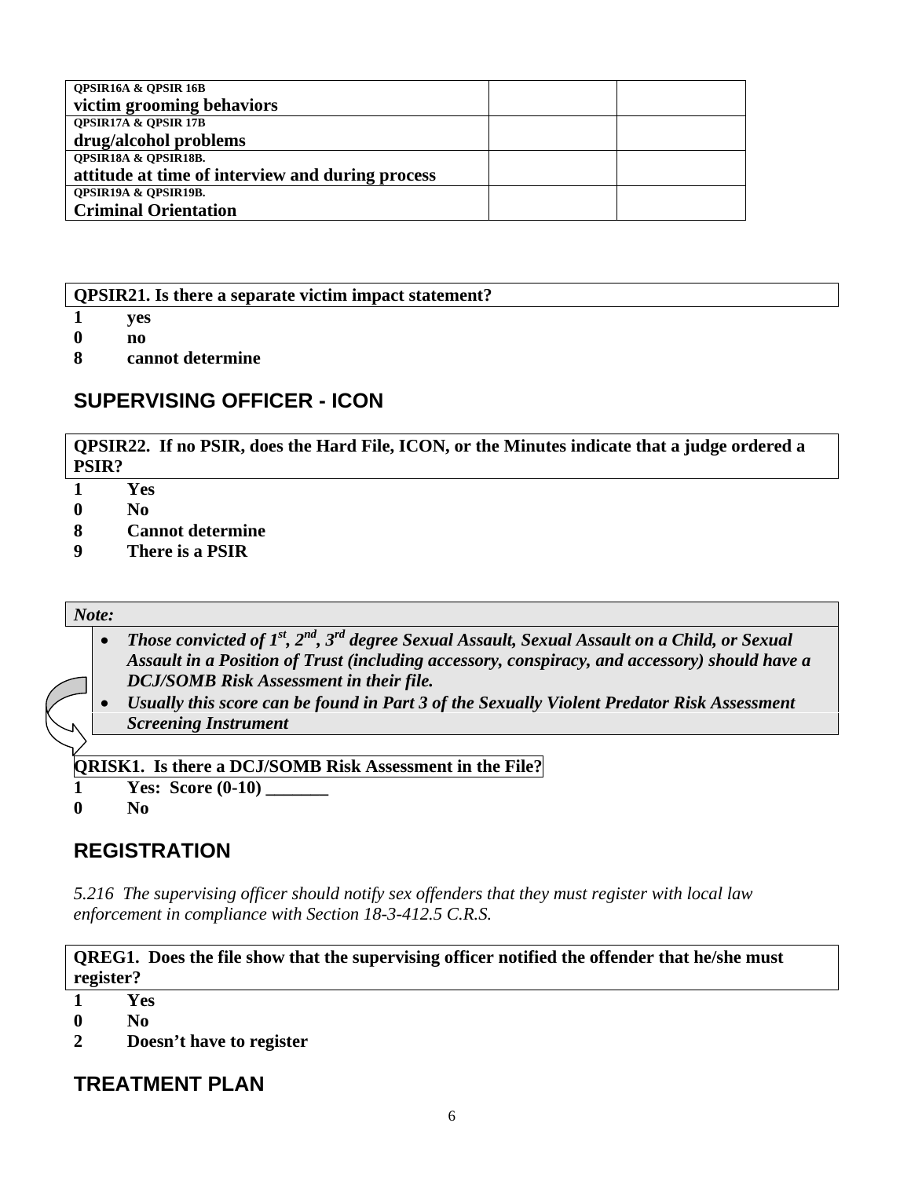| | | |
|---|---|---|
| **QPSIR16A & QPSIR 16B**<br>**victim grooming behaviors** | | |
| **QPSIR17A & QPSIR 17B**<br>**drug/alcohol problems** | | |
| **QPSIR18A & QPSIR18B.**<br>**attitude at time of interview and during process** | | |
| **QPSIR19A & QPSIR19B.**<br>**Criminal Orientation** | | |

**QPSIR21. Is there a separate victim impact statement?**

**1** **yes**
**0** **no**
**8** **cannot determine**

## SUPERVISING OFFICER - ICON

**QPSIR22. If no PSIR, does the Hard File, ICON, or the Minutes indicate that a judge ordered a PSIR?**

**1** **Yes**
**0** **No**
**8** **Cannot determine**
**9** **There is a PSIR**

***Note:***

- ***Those convicted of 1st, 2nd, 3rd degree Sexual Assault, Sexual Assault on a Child, or Sexual Assault in a Position of Trust (including accessory, conspiracy, and accessory) should have a DCJ/SOMB Risk Assessment in their file.***
- ***Usually this score can be found in Part 3 of the Sexually Violent Predator Risk Assessment Screening Instrument***

**QRISK1. Is there a DCJ/SOMB Risk Assessment in the File?**

**1** **Yes: Score (0-10) _______**
**0** **No**

## REGISTRATION

*5.216 The supervising officer should notify sex offenders that they must register with local law enforcement in compliance with Section 18-3-412.5 C.R.S.*

**QREG1. Does the file show that the supervising officer notified the offender that he/she must register?**

**1** **Yes**
**0** **No**
**2** **Doesn't have to register**

## TREATMENT PLAN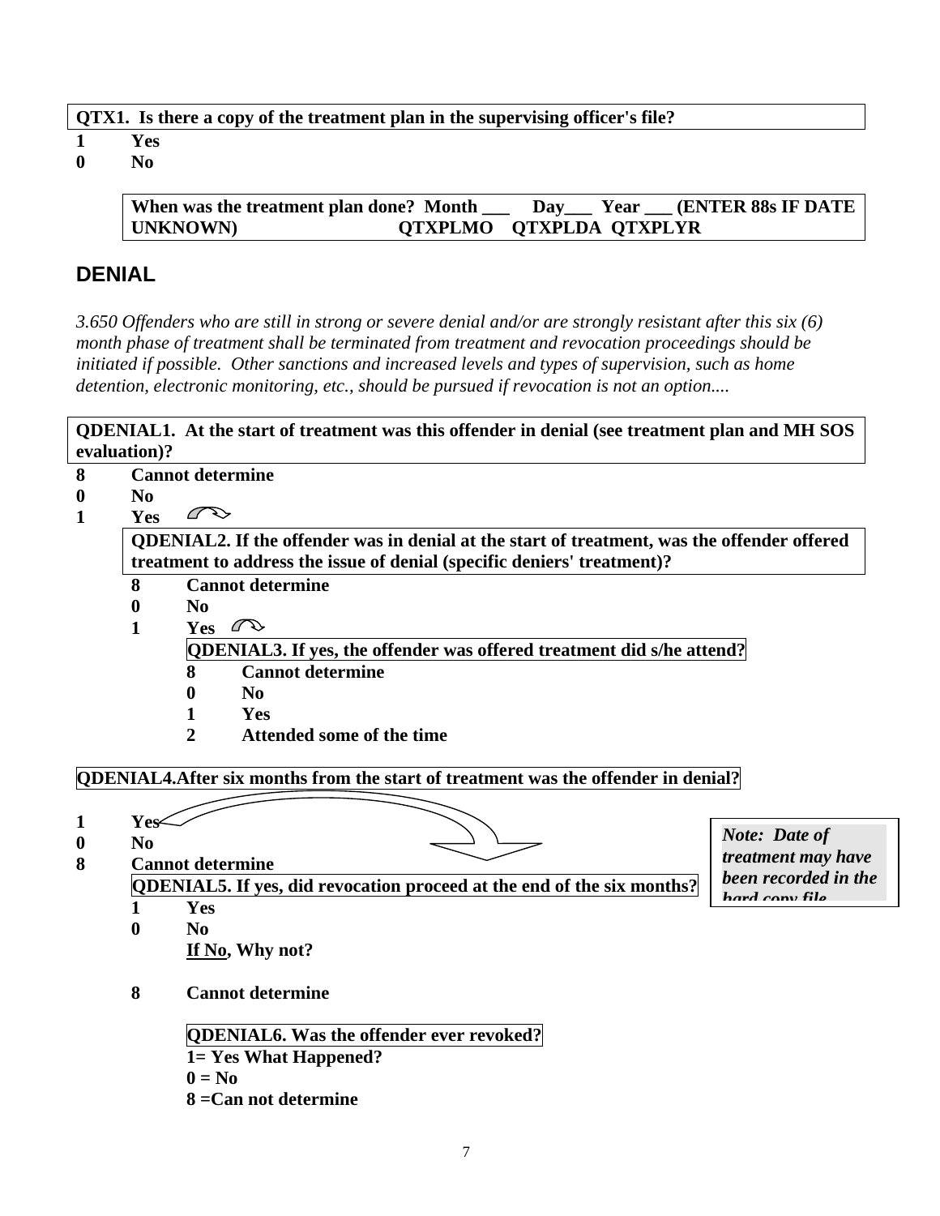**QTX1. Is there a copy of the treatment plan in the supervising officer's file?**

**1 Yes**

**0 No**

**When was the treatment plan done? Month ___ Day___ Year ___ (ENTER 88s IF DATE UNKNOWN) QTXPLMO QTXPLDA QTXPLYR**

## DENIAL

*3.650 Offenders who are still in strong or severe denial and/or are strongly resistant after this six (6) month phase of treatment shall be terminated from treatment and revocation proceedings should be initiated if possible. Other sanctions and increased levels and types of supervision, such as home detention, electronic monitoring, etc., should be pursued if revocation is not an option....*

**QDENIAL1. At the start of treatment was this offender in denial (see treatment plan and MH SOS evaluation)?**

**8 Cannot determine**

**0 No**

**1 Yes**

- **QDENIAL2. If the offender was in denial at the start of treatment, was the offender offered treatment to address the issue of denial (specific deniers' treatment)?**
  - **8 Cannot determine**
  - **0 No**
  - **1 Yes**
    - **QDENIAL3. If yes, the offender was offered treatment did s/he attend?**
      - **8 Cannot determine**
      - **0 No**
      - **1 Yes**
      - **2 Attended some of the time**

**QDENIAL4.After six months from the start of treatment was the offender in denial?**

**1 Yes**

**0 No**

**8 Cannot determine**

*Note: Date of treatment may have been recorded in the hard copy file*

- **QDENIAL5. If yes, did revocation proceed at the end of the six months?**
  - **1 Yes**
  - **0 No**
    - **<u>If No</u>, Why not?**
  - **8 Cannot determine**
    - **QDENIAL6. Was the offender ever revoked?**
    - **1= Yes What Happened?**
    - **0 = No**
    - **8 =Can not determine**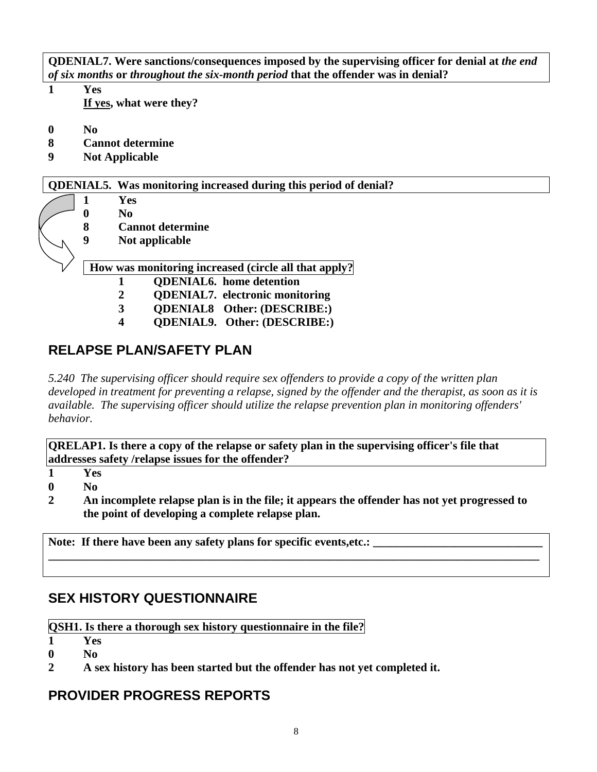**QDENIAL7. Were sanctions/consequences imposed by the supervising officer for denial at *the end of six months* or *throughout the six-month period* that the offender was in denial?**

**1 Yes**
**<u>If yes</u>, what were they?**

**0 No**
**8 Cannot determine**
**9 Not Applicable**

**QDENIAL5. Was monitoring increased during this period of denial?**

**1 Yes**
**0 No**
**8 Cannot determine**
**9 Not applicable**

**How was monitoring increased (circle all that apply?**

**1 QDENIAL6. home detention**
**2 QDENIAL7. electronic monitoring**
**3 QDENIAL8 Other: (DESCRIBE:)**
**4 QDENIAL9. Other: (DESCRIBE:)**

## RELAPSE PLAN/SAFETY PLAN

*5.240 The supervising officer should require sex offenders to provide a copy of the written plan developed in treatment for preventing a relapse, signed by the offender and the therapist, as soon as it is available. The supervising officer should utilize the relapse prevention plan in monitoring offenders' behavior.*

**QRELAP1. Is there a copy of the relapse or safety plan in the supervising officer's file that addresses safety /relapse issues for the offender?**

**1 Yes**
**0 No**
**2 An incomplete relapse plan is in the file; it appears the offender has not yet progressed to the point of developing a complete relapse plan.**

**Note: If there have been any safety plans for specific events,etc.: ______________________________**
**_____________________________________________________________________________**

## SEX HISTORY QUESTIONNAIRE

**QSH1. Is there a thorough sex history questionnaire in the file?**

**1 Yes**
**0 No**
**2 A sex history has been started but the offender has not yet completed it.**

## PROVIDER PROGRESS REPORTS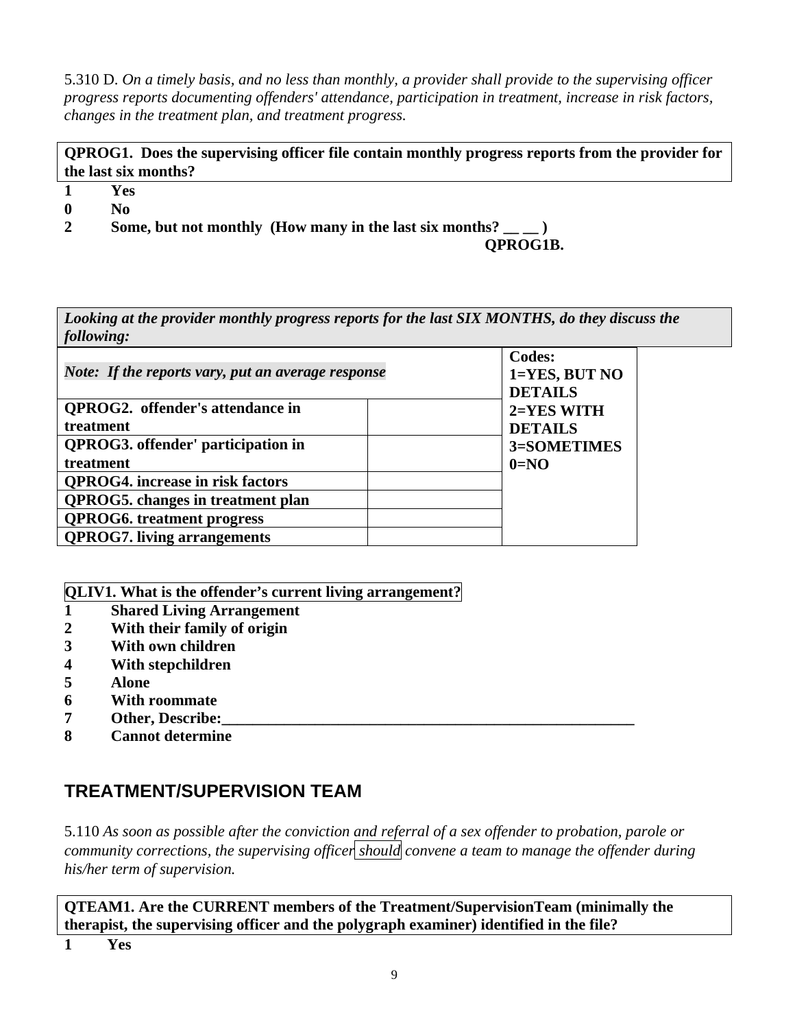5.310 D. *On a timely basis, and no less than monthly, a provider shall provide to the supervising officer progress reports documenting offenders' attendance, participation in treatment, increase in risk factors, changes in the treatment plan, and treatment progress.*

**QPROG1. Does the supervising officer file contain monthly progress reports from the provider for the last six months?**

**1 Yes**
**0 No**
**2 Some, but not monthly (How many in the last six months? __ __ )**
**QPROG1B.**

*Looking at the provider monthly progress reports for the last SIX MONTHS, do they discuss the following:*

| *Note: If the reports vary, put an average response* | | **Codes:** **1=YES, BUT NO DETAILS** **2=YES WITH DETAILS** **3=SOMETIMES** **0=NO** |
|---|---|---|
| **QPROG2. offender's attendance in treatment** | | |
| **QPROG3. offender' participation in treatment** | | |
| **QPROG4. increase in risk factors** | | |
| **QPROG5. changes in treatment plan** | | |
| **QPROG6. treatment progress** | | |
| **QPROG7. living arrangements** | | |

**QLIV1. What is the offender's current living arrangement?**

**1 Shared Living Arrangement**
**2 With their family of origin**
**3 With own children**
**4 With stepchildren**
**5 Alone**
**6 With roommate**
**7 Other, Describe:________________________________________________________**
**8 Cannot determine**

## TREATMENT/SUPERVISION TEAM

5.110 *As soon as possible after the conviction and referral of a sex offender to probation, parole or community corrections, the supervising officer should convene a team to manage the offender during his/her term of supervision.*

**QTEAM1. Are the CURRENT members of the Treatment/SupervisionTeam (minimally the therapist, the supervising officer and the polygraph examiner) identified in the file?**

**1 Yes**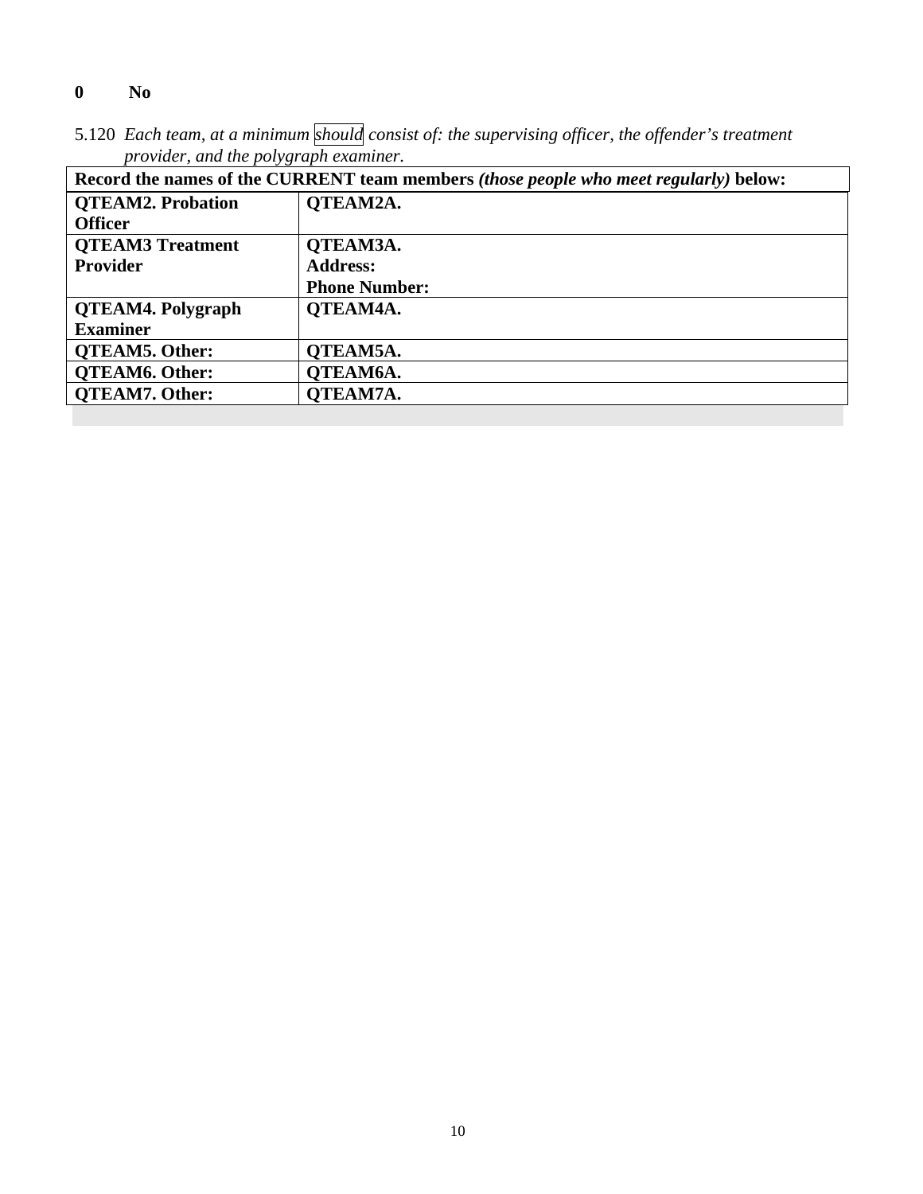**0 No**

5.120 *Each team, at a minimum should consist of: the supervising officer, the offender's treatment provider, and the polygraph examiner.*

| **Record the names of the CURRENT team members *(those people who meet regularly)* below:** | |
|---|---|
| **QTEAM2. Probation Officer** | **QTEAM2A.** |
| **QTEAM3 Treatment Provider** | **QTEAM3A.**<br>**Address:**<br>**Phone Number:** |
| **QTEAM4. Polygraph Examiner** | **QTEAM4A.** |
| **QTEAM5. Other:** | **QTEAM5A.** |
| **QTEAM6. Other:** | **QTEAM6A.** |
| **QTEAM7. Other:** | **QTEAM7A.** |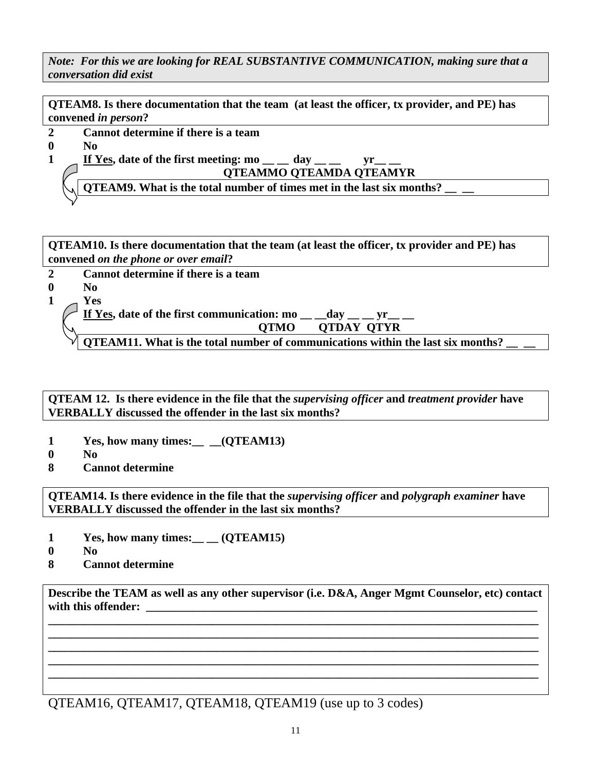***Note: For this we are looking for REAL SUBSTANTIVE COMMUNICATION, making sure that a conversation did exist***

**QTEAM8. Is there documentation that the team (at least the officer, tx provider, and PE) has convened *in person*?**

**2 Cannot determine if there is a team**

**0 No**

**1 If Yes, date of the first meeting: mo __ __ day __ __ yr__ __**
**QTEAMMO QTEAMDA QTEAMYR**

**QTEAM9. What is the total number of times met in the last six months? __ __**

**QTEAM10. Is there documentation that the team (at least the officer, tx provider and PE) has convened *on the phone or over email*?**

**2 Cannot determine if there is a team**

**0 No**

**1 Yes**

**If Yes, date of the first communication: mo __ __day __ __ yr__ __**
**QTMO QTDAY QTYR**

**QTEAM11. What is the total number of communications within the last six months? __ __**

**QTEAM 12. Is there evidence in the file that the *supervising officer* and *treatment provider* have VERBALLY discussed the offender in the last six months?**

**1 Yes, how many times:__ __(QTEAM13)**

**0 No**

**8 Cannot determine**

**QTEAM14. Is there evidence in the file that the *supervising officer* and *polygraph examiner* have VERBALLY discussed the offender in the last six months?**

**1 Yes, how many times:__ __ (QTEAM15)**

**0 No**

**8 Cannot determine**

**Describe the TEAM as well as any other supervisor (i.e. D&A, Anger Mgmt Counselor, etc) contact with this offender: ______________________________________________________________**
**______________________________________________________________________________**
**______________________________________________________________________________**
**______________________________________________________________________________**
**______________________________________________________________________________**
**______________________________________________________________________________**

QTEAM16, QTEAM17, QTEAM18, QTEAM19 (use up to 3 codes)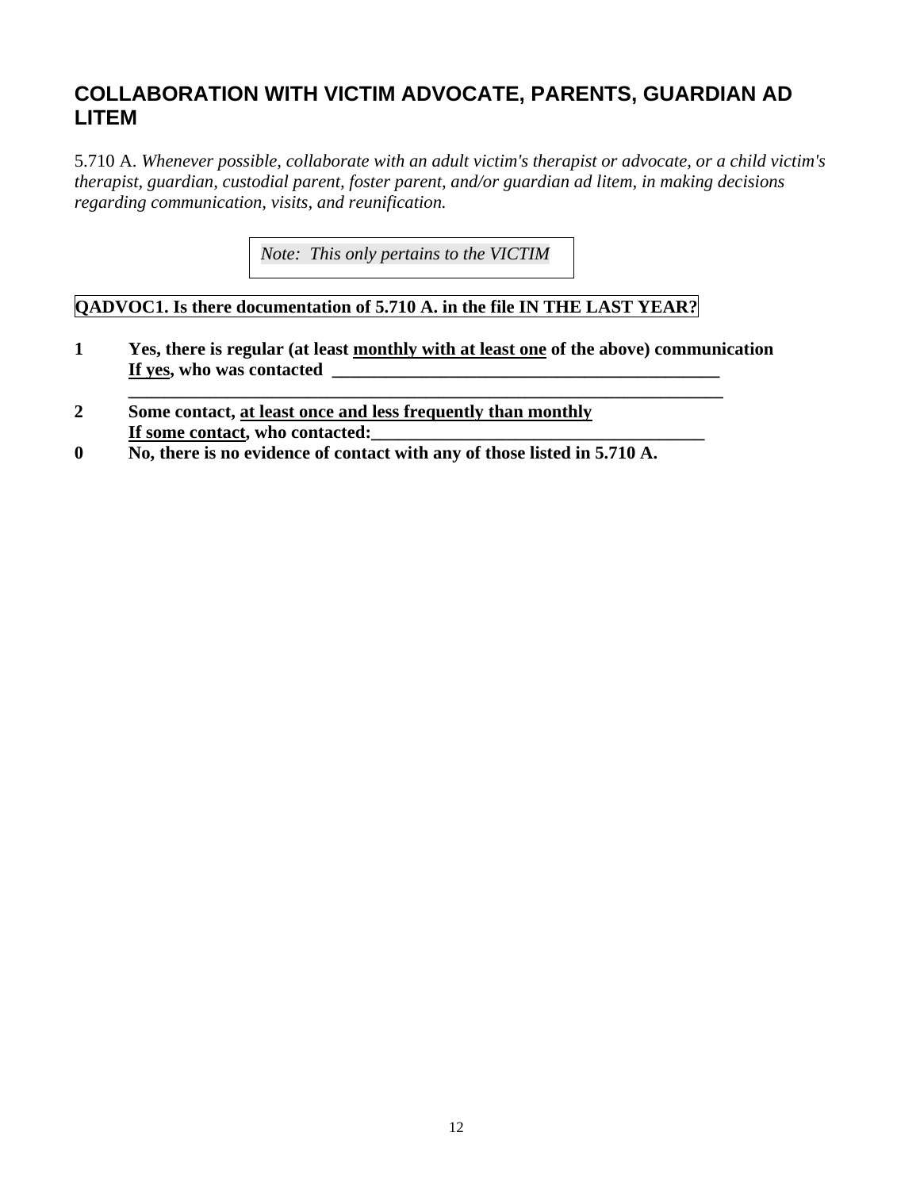## COLLABORATION WITH VICTIM ADVOCATE, PARENTS, GUARDIAN AD LITEM

5.710 A. *Whenever possible, collaborate with an adult victim's therapist or advocate, or a child victim's therapist, guardian, custodial parent, foster parent, and/or guardian ad litem, in making decisions regarding communication, visits, and reunification.*

*Note: This only pertains to the VICTIM*

**QADVOC1. Is there documentation of 5.710 A. in the file IN THE LAST YEAR?**

**1** **Yes, there is regular (at least monthly with at least one of the above) communication**
**If yes, who was contacted _____________________________________________**
**_____________________________________________________________________**

**2** **Some contact, at least once and less frequently than monthly**
**If some contact, who contacted:______________________________________**

**0** **No, there is no evidence of contact with any of those listed in 5.710 A.**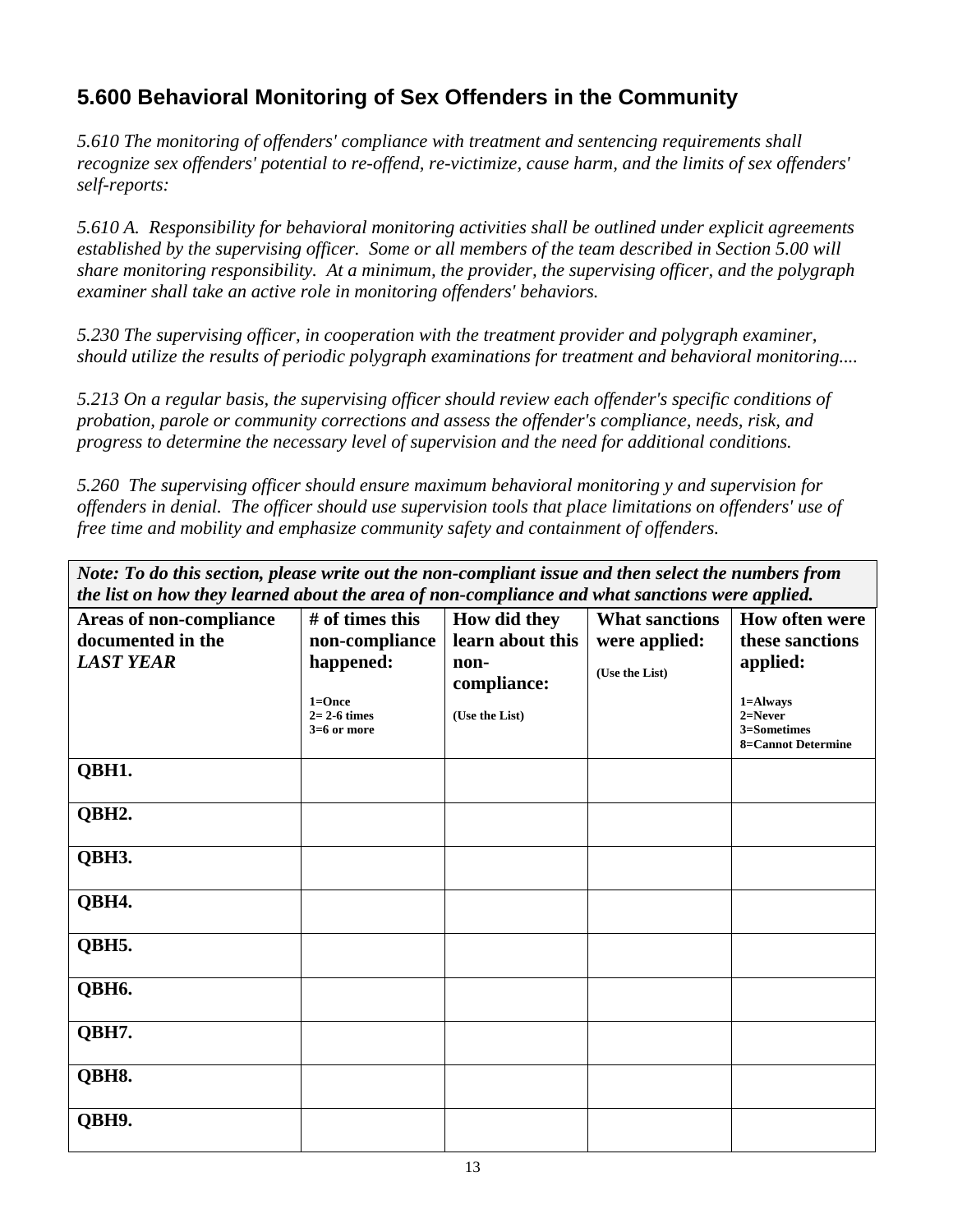## 5.600 Behavioral Monitoring of Sex Offenders in the Community

*5.610 The monitoring of offenders' compliance with treatment and sentencing requirements shall recognize sex offenders' potential to re-offend, re-victimize, cause harm, and the limits of sex offenders' self-reports:*

*5.610 A. Responsibility for behavioral monitoring activities shall be outlined under explicit agreements established by the supervising officer. Some or all members of the team described in Section 5.00 will share monitoring responsibility. At a minimum, the provider, the supervising officer, and the polygraph examiner shall take an active role in monitoring offenders' behaviors.*

*5.230 The supervising officer, in cooperation with the treatment provider and polygraph examiner, should utilize the results of periodic polygraph examinations for treatment and behavioral monitoring....*

*5.213 On a regular basis, the supervising officer should review each offender's specific conditions of probation, parole or community corrections and assess the offender's compliance, needs, risk, and progress to determine the necessary level of supervision and the need for additional conditions.*

*5.260 The supervising officer should ensure maximum behavioral monitoring y and supervision for offenders in denial. The officer should use supervision tools that place limitations on offenders' use of free time and mobility and emphasize community safety and containment of offenders.*

***Note: To do this section, please write out the non-compliant issue and then select the numbers from the list on how they learned about the area of non-compliance and what sanctions were applied.***

| **Areas of non-compliance documented in the *LAST YEAR*** | **# of times this non-compliance happened:** 1=Once 2= 2-6 times 3=6 or more | **How did they learn about this non-compliance:** (Use the List) | **What sanctions were applied:** (Use the List) | **How often were these sanctions applied:** 1=Always 2=Never 3=Sometimes 8=Cannot Determine |
|---|---|---|---|---|
| **QBH1.** | | | | |
| **QBH2.** | | | | |
| **QBH3.** | | | | |
| **QBH4.** | | | | |
| **QBH5.** | | | | |
| **QBH6.** | | | | |
| **QBH7.** | | | | |
| **QBH8.** | | | | |
| **QBH9.** | | | | |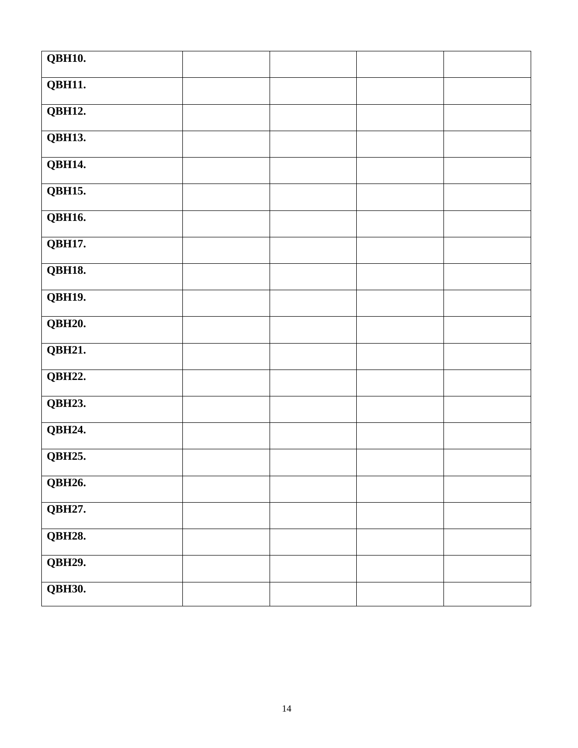| **QBH10.** | | | | |
|---|---|---|---|---|
| **QBH11.** | | | | |
| **QBH12.** | | | | |
| **QBH13.** | | | | |
| **QBH14.** | | | | |
| **QBH15.** | | | | |
| **QBH16.** | | | | |
| **QBH17.** | | | | |
| **QBH18.** | | | | |
| **QBH19.** | | | | |
| **QBH20.** | | | | |
| **QBH21.** | | | | |
| **QBH22.** | | | | |
| **QBH23.** | | | | |
| **QBH24.** | | | | |
| **QBH25.** | | | | |
| **QBH26.** | | | | |
| **QBH27.** | | | | |
| **QBH28.** | | | | |
| **QBH29.** | | | | |
| **QBH30.** | | | | |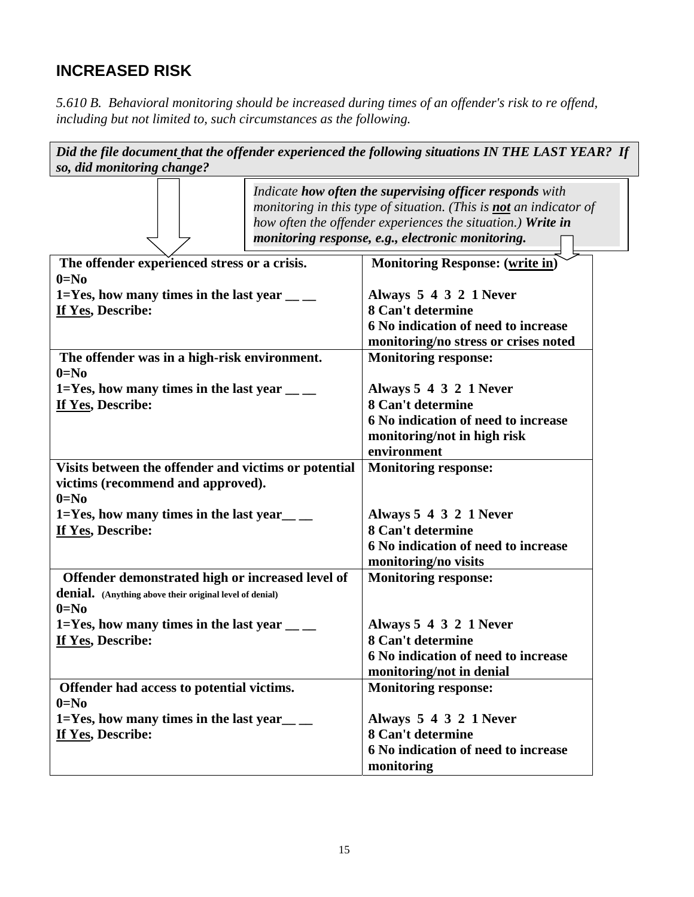## INCREASED RISK

*5.610 B. Behavioral monitoring should be increased during times of an offender's risk to re offend, including but not limited to, such circumstances as the following.*

***Did the file document that the offender experienced the following situations IN THE LAST YEAR? If so, did monitoring change?***

*Indicate **how often the supervising officer responds** with monitoring in this type of situation. (This is **not** an indicator of how often the offender experiences the situation.) **Write in monitoring response, e.g., electronic monitoring.***

| | |
|---|---|
| **The offender experienced stress or a crisis.**<br>**0=No**<br>**1=Yes, how many times in the last year __ __**<br>**If Yes, Describe:** | **Monitoring Response: (write in)**<br><br>**Always 5 4 3 2 1 Never**<br>**8 Can't determine**<br>**6 No indication of need to increase monitoring/no stress or crises noted** |
| **The offender was in a high-risk environment.**<br>**0=No**<br>**1=Yes, how many times in the last year __ __**<br>**If Yes, Describe:** | **Monitoring response:**<br><br>**Always 5 4 3 2 1 Never**<br>**8 Can't determine**<br>**6 No indication of need to increase monitoring/not in high risk environment** |
| **Visits between the offender and victims or potential victims (recommend and approved).**<br>**0=No**<br>**1=Yes, how many times in the last year__ __**<br>**If Yes, Describe:** | **Monitoring response:**<br><br>**Always 5 4 3 2 1 Never**<br>**8 Can't determine**<br>**6 No indication of need to increase monitoring/no visits** |
| **Offender demonstrated high or increased level of denial.** (Anything above their original level of denial)<br>**0=No**<br>**1=Yes, how many times in the last year __ __**<br>**If Yes, Describe:** | **Monitoring response:**<br><br>**Always 5 4 3 2 1 Never**<br>**8 Can't determine**<br>**6 No indication of need to increase monitoring/not in denial** |
| **Offender had access to potential victims.**<br>**0=No**<br>**1=Yes, how many times in the last year__ __**<br>**If Yes, Describe:** | **Monitoring response:**<br><br>**Always 5 4 3 2 1 Never**<br>**8 Can't determine**<br>**6 No indication of need to increase monitoring** |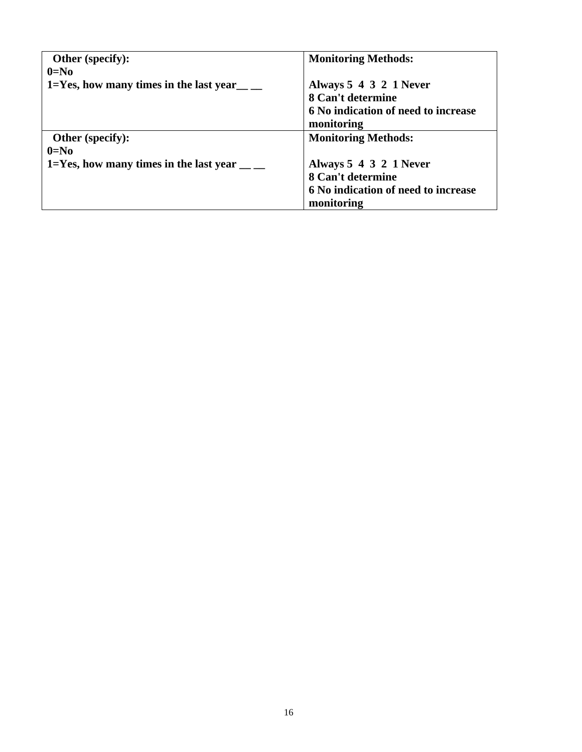| **Other (specify):**<br>**0=No**<br>**1=Yes, how many times in the last year__ __** | **Monitoring Methods:**<br><br>**Always 5 4 3 2 1 Never**<br>**8 Can't determine**<br>**6 No indication of need to increase monitoring** |
|---|---|
| **Other (specify):**<br>**0=No**<br>**1=Yes, how many times in the last year __ __** | **Monitoring Methods:**<br><br>**Always 5 4 3 2 1 Never**<br>**8 Can't determine**<br>**6 No indication of need to increase monitoring** |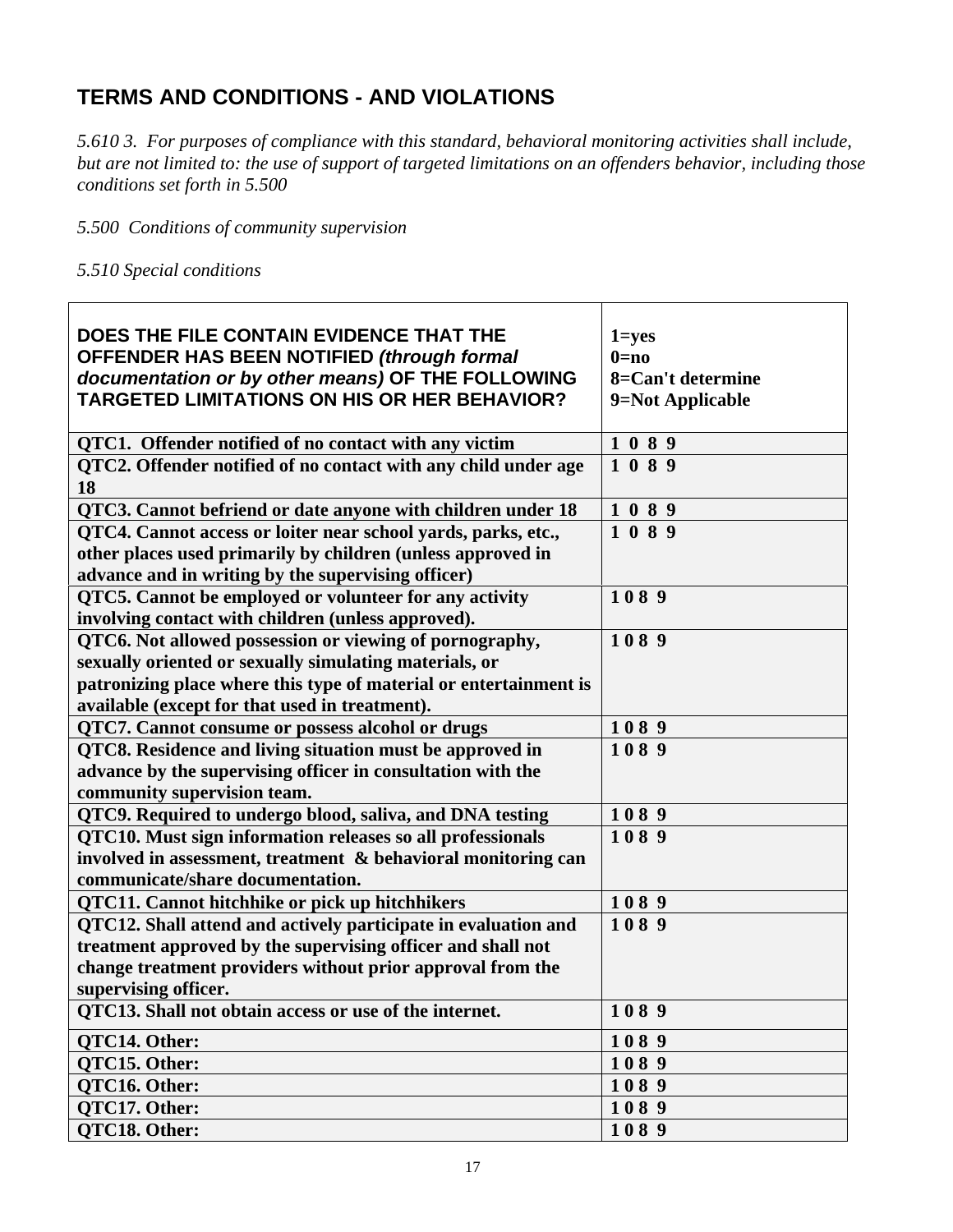## TERMS AND CONDITIONS - AND VIOLATIONS

*5.610 3. For purposes of compliance with this standard, behavioral monitoring activities shall include, but are not limited to: the use of support of targeted limitations on an offenders behavior, including those conditions set forth in 5.500*

*5.500 Conditions of community supervision*

*5.510 Special conditions*

| **DOES THE FILE CONTAIN EVIDENCE THAT THE OFFENDER HAS BEEN NOTIFIED *(through formal documentation or by other means)* OF THE FOLLOWING TARGETED LIMITATIONS ON HIS OR HER BEHAVIOR?** | **1=yes**<br>**0=no**<br>**8=Can't determine**<br>**9=Not Applicable** |
|---|---|
| **QTC1. Offender notified of no contact with any victim** | **1 0 8 9** |
| **QTC2. Offender notified of no contact with any child under age 18** | **1 0 8 9** |
| **QTC3. Cannot befriend or date anyone with children under 18** | **1 0 8 9** |
| **QTC4. Cannot access or loiter near school yards, parks, etc., other places used primarily by children (unless approved in advance and in writing by the supervising officer)** | **1 0 8 9** |
| **QTC5. Cannot be employed or volunteer for any activity involving contact with children (unless approved).** | **1 0 8 9** |
| **QTC6. Not allowed possession or viewing of pornography, sexually oriented or sexually simulating materials, or patronizing place where this type of material or entertainment is available (except for that used in treatment).** | **1 0 8 9** |
| **QTC7. Cannot consume or possess alcohol or drugs** | **1 0 8 9** |
| **QTC8. Residence and living situation must be approved in advance by the supervising officer in consultation with the community supervision team.** | **1 0 8 9** |
| **QTC9. Required to undergo blood, saliva, and DNA testing** | **1 0 8 9** |
| **QTC10. Must sign information releases so all professionals involved in assessment, treatment & behavioral monitoring can communicate/share documentation.** | **1 0 8 9** |
| **QTC11. Cannot hitchhike or pick up hitchhikers** | **1 0 8 9** |
| **QTC12. Shall attend and actively participate in evaluation and treatment approved by the supervising officer and shall not change treatment providers without prior approval from the supervising officer.** | **1 0 8 9** |
| **QTC13. Shall not obtain access or use of the internet.** | **1 0 8 9** |
| **QTC14. Other:** | **1 0 8 9** |
| **QTC15. Other:** | **1 0 8 9** |
| **QTC16. Other:** | **1 0 8 9** |
| **QTC17. Other:** | **1 0 8 9** |
| **QTC18. Other:** | **1 0 8 9** |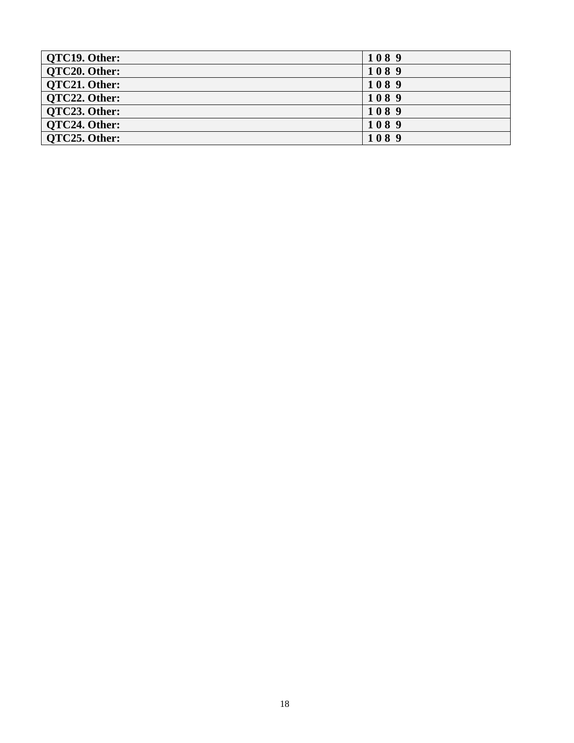| **QTC19. Other:** | **1 0 8 9** |
|---|---|
| **QTC20. Other:** | **1 0 8 9** |
| **QTC21. Other:** | **1 0 8 9** |
| **QTC22. Other:** | **1 0 8 9** |
| **QTC23. Other:** | **1 0 8 9** |
| **QTC24. Other:** | **1 0 8 9** |
| **QTC25. Other:** | **1 0 8 9** |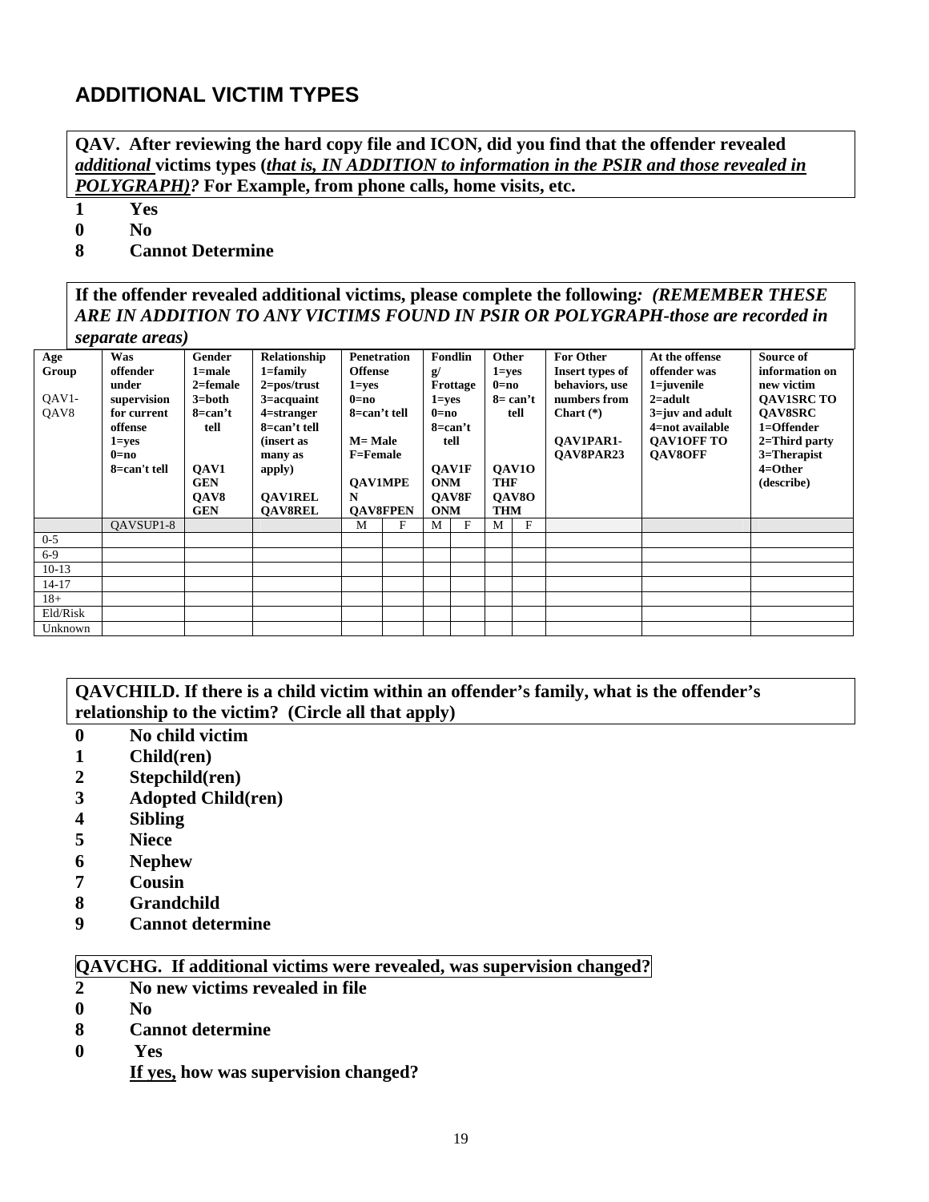## ADDITIONAL VICTIM TYPES

**QAV. After reviewing the hard copy file and ICON, did you find that the offender revealed *additional* victims types (*that is, IN ADDITION to information in the PSIR and those revealed in POLYGRAPH)?* For Example, from phone calls, home visits, etc.**

**1 Yes**
**0 No**
**8 Cannot Determine**

**If the offender revealed additional victims, please complete the following*: (REMEMBER THESE ARE IN ADDITION TO ANY VICTIMS FOUND IN PSIR OR POLYGRAPH-those are recorded in separate areas)***

| Age Group QAV1-QAV8 | **Was offender under supervision for current offense** 1=yes 0=no 8=can't tell | **Gender** 1=male 2=female 3=both 8=can't tell QAV1 GEN QAV8 GEN | **Relationship** 1=family 2=pos/trust 3=acquaint 4=stranger 8=can't tell (insert as many as apply) QAV1REL QAV8REL | **Penetration Offense** 1=yes 0=no 8=can't tell M= Male F=Female QAV1MPEN QAV8FPEN | | **Fondling/ Frottage** 1=yes 0=no 8=can't tell QAV1FONM QAV8FONM | | **Other** 1=yes 0=no 8= can't tell QAV1OTHF QAV8OTHM | | **For Other Insert types of behaviors, use numbers from Chart (\*)** QAV1PAR1-QAV8PAR23 | **At the offense offender was** 1=juvenile 2=adult 3=juv and adult 4=not available QAV1OFF TO QAV8OFF | **Source of information on new victim** QAV1SRC TO QAV8SRC 1=Offender 2=Third party 3=Therapist 4=Other (describe) |
|---|---|---|---|---|---|---|---|---|---|---|---|---|
| | QAVSUP1-8 | | | M | F | M | F | M | F | | | |
| 0-5 | | | | | | | | | | | | |
| 6-9 | | | | | | | | | | | | |
| 10-13 | | | | | | | | | | | | |
| 14-17 | | | | | | | | | | | | |
| 18+ | | | | | | | | | | | | |
| Eld/Risk | | | | | | | | | | | | |
| Unknown | | | | | | | | | | | | |

**QAVCHILD. If there is a child victim within an offender's family, what is the offender's relationship to the victim? (Circle all that apply)**

**0 No child victim**
**1 Child(ren)**
**2 Stepchild(ren)**
**3 Adopted Child(ren)**
**4 Sibling**
**5 Niece**
**6 Nephew**
**7 Cousin**
**8 Grandchild**
**9 Cannot determine**

**QAVCHG. If additional victims were revealed, was supervision changed?**

**2 No new victims revealed in file**
**0 No**
**8 Cannot determine**
**0 Yes**

**If yes, how was supervision changed?**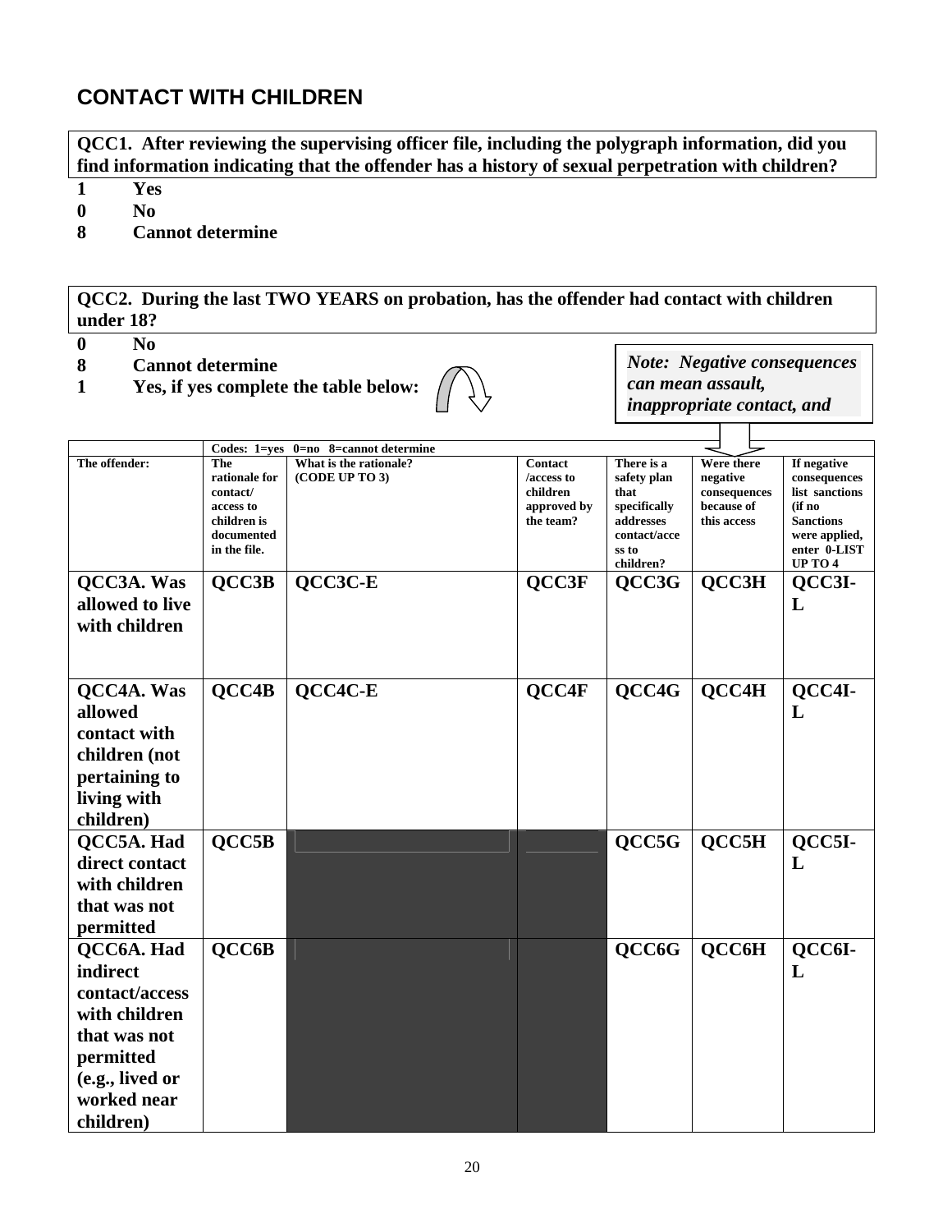## CONTACT WITH CHILDREN

**QCC1. After reviewing the supervising officer file, including the polygraph information, did you find information indicating that the offender has a history of sexual perpetration with children?**

**1 Yes**
**0 No**
**8 Cannot determine**

**QCC2. During the last TWO YEARS on probation, has the offender had contact with children under 18?**

**0 No**
**8 Cannot determine**
**1 Yes, if yes complete the table below:**

***Note: Negative consequences can mean assault, inappropriate contact, and***

| | Codes: 1=yes 0=no 8=cannot determine | | | | | |
|---|---|---|---|---|---|---|
| **The offender:** | **The rationale for contact/ access to children is documented in the file.** | **What is the rationale? (CODE UP TO 3)** | **Contact /access to children approved by the team?** | **There is a safety plan that specifically addresses contact/access to children?** | **Were there negative consequences because of this access** | **If negative consequences list sanctions (if no Sanctions were applied, enter 0-LIST UP TO 4** |
| **QCC3A. Was allowed to live with children** | **QCC3B** | **QCC3C-E** | **QCC3F** | **QCC3G** | **QCC3H** | **QCC3I-L** |
| **QCC4A. Was allowed contact with children (not pertaining to living with children)** | **QCC4B** | **QCC4C-E** | **QCC4F** | **QCC4G** | **QCC4H** | **QCC4I-L** |
| **QCC5A. Had direct contact with children that was not permitted** | **QCC5B** | | | **QCC5G** | **QCC5H** | **QCC5I-L** |
| **QCC6A. Had indirect contact/access with children that was not permitted (e.g., lived or worked near children)** | **QCC6B** | | | **QCC6G** | **QCC6H** | **QCC6I-L** |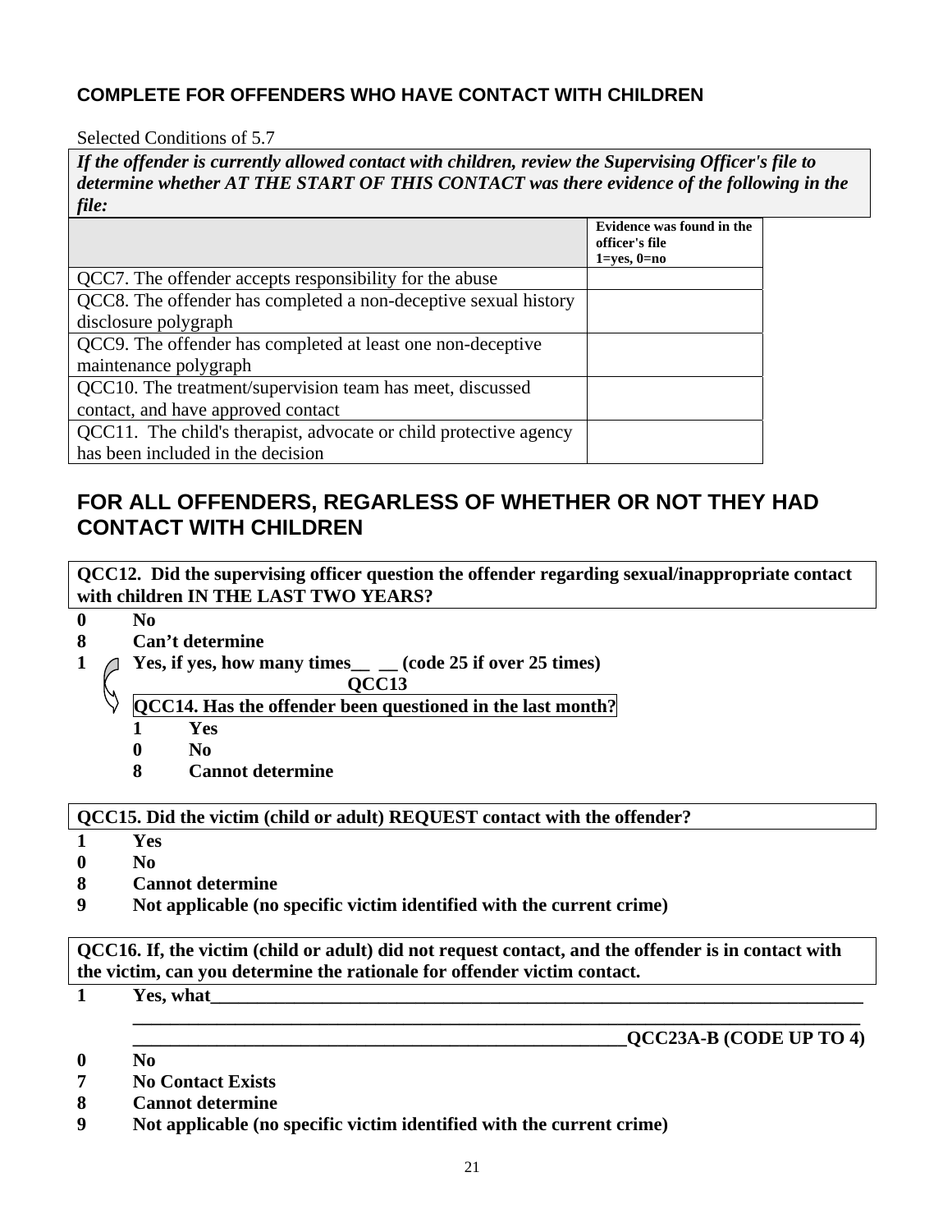### COMPLETE FOR OFFENDERS WHO HAVE CONTACT WITH CHILDREN

Selected Conditions of 5.7

***If the offender is currently allowed contact with children, review the Supervising Officer's file to determine whether AT THE START OF THIS CONTACT was there evidence of the following in the file:***

| | **Evidence was found in the officer's file 1=yes, 0=no** |
|---|---|
| QCC7. The offender accepts responsibility for the abuse | |
| QCC8. The offender has completed a non-deceptive sexual history disclosure polygraph | |
| QCC9. The offender has completed at least one non-deceptive maintenance polygraph | |
| QCC10. The treatment/supervision team has meet, discussed contact, and have approved contact | |
| QCC11. The child's therapist, advocate or child protective agency has been included in the decision | |

## FOR ALL OFFENDERS, REGARLESS OF WHETHER OR NOT THEY HAD CONTACT WITH CHILDREN

**QCC12. Did the supervising officer question the offender regarding sexual/inappropriate contact with children IN THE LAST TWO YEARS?**

**0 No**
**8 Can't determine**
**1 Yes, if yes, how many times__ __ (code 25 if over 25 times)**
**QCC13**

**QCC14. Has the offender been questioned in the last month?**

**1 Yes**
**0 No**
**8 Cannot determine**

**QCC15. Did the victim (child or adult) REQUEST contact with the offender?**

**1 Yes**
**0 No**
**8 Cannot determine**
**9 Not applicable (no specific victim identified with the current crime)**

**QCC16. If, the victim (child or adult) did not request contact, and the offender is in contact with the victim, can you determine the rationale for offender victim contact.**

**1 Yes, what__________________________________________________________________________**
**______________________________________________________________________________**
**_______________________________________________________QCC23A-B (CODE UP TO 4)**
**0 No**
**7 No Contact Exists**
**8 Cannot determine**
**9 Not applicable (no specific victim identified with the current crime)**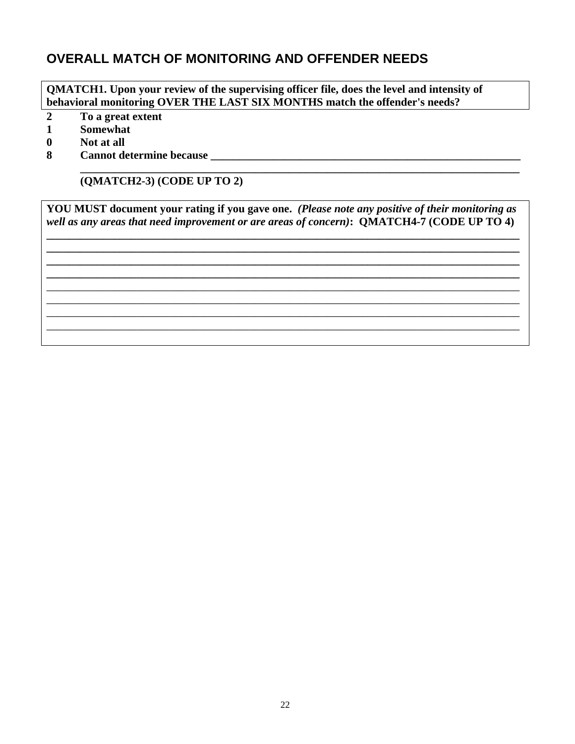## OVERALL MATCH OF MONITORING AND OFFENDER NEEDS

**QMATCH1. Upon your review of the supervising officer file, does the level and intensity of behavioral monitoring OVER THE LAST SIX MONTHS match the offender's needs?**

**2** **To a great extent**
**1** **Somewhat**
**0** **Not at all**
**8** **Cannot determine because ____________________________________________________________**

**______________________________________________________________________________**
**(QMATCH2-3) (CODE UP TO 2)**

**YOU MUST document your rating if you gave one.** ***(Please note any positive of their monitoring as well as any areas that need improvement or are areas of concern)*****: QMATCH4-7 (CODE UP TO 4)**

______________________________________________________________________________________
______________________________________________________________________________________
______________________________________________________________________________________
______________________________________________________________________________________
______________________________________________________________________________________
______________________________________________________________________________________
______________________________________________________________________________________
______________________________________________________________________________________